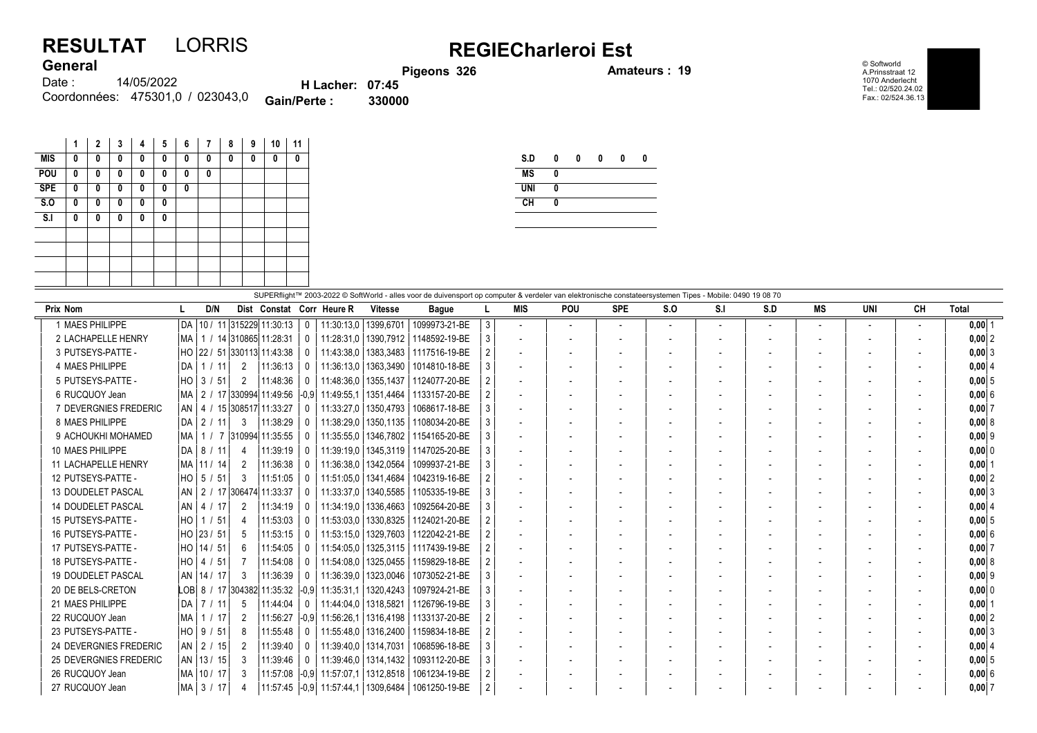# RESULTAT LORRIS

## REGIECharleroi Est

**General**

Date : 14/05/2022
Coordonnées: 475301,0 / 023043,0

**H Lacher: 07:45**
**Gain/Perte : 330000**
**Pigeons 326**
**Amateurs : 19**

© Softworld
A.Prinsstraat 12
1070 Anderlecht
Tel.: 02/520.24.02
Fax.: 02/524.36.13

| | 1 | 2 | 3 | 4 | 5 | 6 | 7 | 8 | 9 | 10 | 11 |
|---|---|---|---|---|---|---|---|---|---|---|---|
| MIS | 0 | 0 | 0 | 0 | 0 | 0 | 0 | 0 | 0 | 0 | 0 |
| POU | 0 | 0 | 0 | 0 | 0 | 0 | 0 | | | | |
| SPE | 0 | 0 | 0 | 0 | 0 | 0 | | | | | |
| S.O | 0 | 0 | 0 | 0 | 0 | | | | | | |
| S.I | 0 | 0 | 0 | 0 | 0 | | | | | | |

| | | | | | |
|---|---|---|---|---|---|
| S.D | 0 | 0 | 0 | 0 | 0 |
| MS | 0 | | | | |
| UNI | 0 | | | | |
| CH | 0 | | | | |

SUPERflight™ 2003-2022 © SoftWorld - alles voor de duivensport op computer & verdeler van elektronische constateersystemen Tipes - Mobile: 0490 19 08 70

| Prix | Nom | L | D/N | Dist | Constat | Corr | Heure R | Vitesse | Bague | L | MIS | POU | SPE | S.O | S.I | S.D | MS | UNI | CH | Total |
|---|---|---|---|---|---|---|---|---|---|---|---|---|---|---|---|---|---|---|---|---|
| 1 | MAES PHILIPPE | DA | 10 / 11 | 315229 | 11:30:13 | 0 | 11:30:13,0 | 1399,6701 | 1099973-21-BE | 3 | - | - | - | - | - | - | - | - | - | 0,00 1 |
| 2 | LACHAPELLE HENRY | MA | 1 / 14 | 310865 | 11:28:31 | 0 | 11:28:31,0 | 1390,7912 | 1148592-19-BE | 3 | - | - | - | - | - | - | - | - | - | 0,00 2 |
| 3 | PUTSEYS-PATTE - | HO | 22 / 51 | 330113 | 11:43:38 | 0 | 11:43:38,0 | 1383,3483 | 1117516-19-BE | 2 | - | - | - | - | - | - | - | - | - | 0,00 3 |
| 4 | MAES PHILIPPE | DA | 1 / 11 | 2 | 11:36:13 | 0 | 11:36:13,0 | 1363,3490 | 1014810-18-BE | 3 | - | - | - | - | - | - | - | - | - | 0,00 4 |
| 5 | PUTSEYS-PATTE - | HO | 3 / 51 | 2 | 11:48:36 | 0 | 11:48:36,0 | 1355,1437 | 1124077-20-BE | 2 | - | - | - | - | - | - | - | - | - | 0,00 5 |
| 6 | RUCQUOY Jean | MA | 2 / 17 | 330994 | 11:49:56 | -0,9 | 11:49:55,1 | 1351,4464 | 1133157-20-BE | 2 | - | - | - | - | - | - | - | - | - | 0,00 6 |
| 7 | DEVERGNIES FREDERIC | AN | 4 / 15 | 308517 | 11:33:27 | 0 | 11:33:27,0 | 1350,4793 | 1068617-18-BE | 3 | - | - | - | - | - | - | - | - | - | 0,00 7 |
| 8 | MAES PHILIPPE | DA | 2 / 11 | 3 | 11:38:29 | 0 | 11:38:29,0 | 1350,1135 | 1108034-20-BE | 3 | - | - | - | - | - | - | - | - | - | 0,00 8 |
| 9 | ACHOUKHI MOHAMED | MA | 1 / 7 | 310994 | 11:35:55 | 0 | 11:35:55,0 | 1346,7802 | 1154165-20-BE | 3 | - | - | - | - | - | - | - | - | - | 0,00 9 |
| 10 | MAES PHILIPPE | DA | 8 / 11 | 4 | 11:39:19 | 0 | 11:39:19,0 | 1345,3119 | 1147025-20-BE | 3 | - | - | - | - | - | - | - | - | - | 0,00 0 |
| 11 | LACHAPELLE HENRY | MA | 11 / 14 | 2 | 11:36:38 | 0 | 11:36:38,0 | 1342,0564 | 1099937-21-BE | 3 | - | - | - | - | - | - | - | - | - | 0,00 1 |
| 12 | PUTSEYS-PATTE - | HO | 5 / 51 | 3 | 11:51:05 | 0 | 11:51:05,0 | 1341,4684 | 1042319-16-BE | 2 | - | - | - | - | - | - | - | - | - | 0,00 2 |
| 13 | DOUDELET PASCAL | AN | 2 / 17 | 306474 | 11:33:37 | 0 | 11:33:37,0 | 1340,5585 | 1105335-19-BE | 3 | - | - | - | - | - | - | - | - | - | 0,00 3 |
| 14 | DOUDELET PASCAL | AN | 4 / 17 | 2 | 11:34:19 | 0 | 11:34:19,0 | 1336,4663 | 1092564-20-BE | 3 | - | - | - | - | - | - | - | - | - | 0,00 4 |
| 15 | PUTSEYS-PATTE - | HO | 1 / 51 | 4 | 11:53:03 | 0 | 11:53:03,0 | 1330,8325 | 1124021-20-BE | 2 | - | - | - | - | - | - | - | - | - | 0,00 5 |
| 16 | PUTSEYS-PATTE - | HO | 23 / 51 | 5 | 11:53:15 | 0 | 11:53:15,0 | 1329,7603 | 1122042-21-BE | 2 | - | - | - | - | - | - | - | - | - | 0,00 6 |
| 17 | PUTSEYS-PATTE - | HO | 14 / 51 | 6 | 11:54:05 | 0 | 11:54:05,0 | 1325,3115 | 1117439-19-BE | 2 | - | - | - | - | - | - | - | - | - | 0,00 7 |
| 18 | PUTSEYS-PATTE - | HO | 4 / 51 | 7 | 11:54:08 | 0 | 11:54:08,0 | 1325,0455 | 1159829-18-BE | 2 | - | - | - | - | - | - | - | - | - | 0,00 8 |
| 19 | DOUDELET PASCAL | AN | 14 / 17 | 3 | 11:36:39 | 0 | 11:36:39,0 | 1323,0046 | 1073052-21-BE | 3 | - | - | - | - | - | - | - | - | - | 0,00 9 |
| 20 | DE BELS-CRETON | LOB | 8 / 17 | 304382 | 11:35:32 | -0,9 | 11:35:31,1 | 1320,4243 | 1097924-21-BE | 3 | - | - | - | - | - | - | - | - | - | 0,00 0 |
| 21 | MAES PHILIPPE | DA | 7 / 11 | 5 | 11:44:04 | 0 | 11:44:04,0 | 1318,5821 | 1126796-19-BE | 3 | - | - | - | - | - | - | - | - | - | 0,00 1 |
| 22 | RUCQUOY Jean | MA | 1 / 17 | 2 | 11:56:27 | -0,9 | 11:56:26,1 | 1316,4198 | 1133137-20-BE | 2 | - | - | - | - | - | - | - | - | - | 0,00 2 |
| 23 | PUTSEYS-PATTE - | HO | 9 / 51 | 8 | 11:55:48 | 0 | 11:55:48,0 | 1316,2400 | 1159834-18-BE | 2 | - | - | - | - | - | - | - | - | - | 0,00 3 |
| 24 | DEVERGNIES FREDERIC | AN | 2 / 15 | 2 | 11:39:40 | 0 | 11:39:40,0 | 1314,7031 | 1068596-18-BE | 3 | - | - | - | - | - | - | - | - | - | 0,00 4 |
| 25 | DEVERGNIES FREDERIC | AN | 13 / 15 | 3 | 11:39:46 | 0 | 11:39:46,0 | 1314,1432 | 1093112-20-BE | 3 | - | - | - | - | - | - | - | - | - | 0,00 5 |
| 26 | RUCQUOY Jean | MA | 10 / 17 | 3 | 11:57:08 | -0,9 | 11:57:07,1 | 1312,8518 | 1061234-19-BE | 2 | - | - | - | - | - | - | - | - | - | 0,00 6 |
| 27 | RUCQUOY Jean | MA | 3 / 17 | 4 | 11:57:45 | -0,9 | 11:57:44,1 | 1309,6484 | 1061250-19-BE | 2 | - | - | - | - | - | - | - | - | - | 0,00 7 |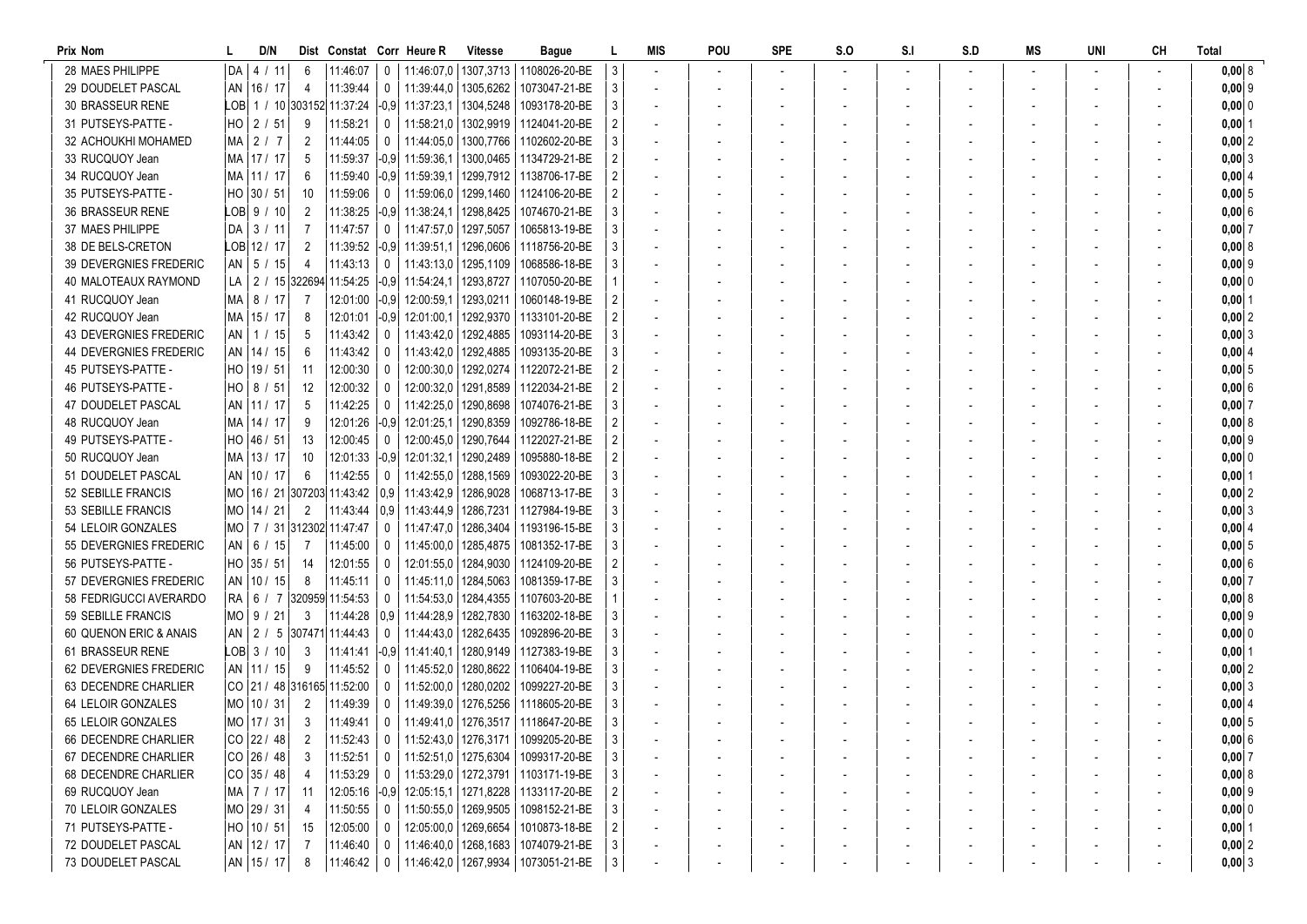| Prix | Nom | L | D/N | Dist | Constat | Corr | Heure R | Vitesse | Bague | L | MIS | POU | SPE | S.O | S.I | S.D | MS | UNI | CH | Total |
|---|---|---|---|---|---|---|---|---|---|---|---|---|---|---|---|---|---|---|---|---|
| 28 | MAES PHILIPPE | DA | 4 / 11 | 6 | 11:46:07 | 0 | 11:46:07,0 | 1307,3713 | 1108026-20-BE | 3 | - | - | - | - | - | - | - | - | - | 0,00 8 |
| 29 | DOUDELET PASCAL | AN | 16 / 17 | 4 | 11:39:44 | 0 | 11:39:44,0 | 1305,6262 | 1073047-21-BE | 3 | - | - | - | - | - | - | - | - | - | 0,00 9 |
| 30 | BRASSEUR RENE | LOB | 1 / 10 | 303152 | 11:37:24 | -0,9 | 11:37:23,1 | 1304,5248 | 1093178-20-BE | 3 | - | - | - | - | - | - | - | - | - | 0,00 0 |
| 31 | PUTSEYS-PATTE - | HO | 2 / 51 | 9 | 11:58:21 | 0 | 11:58:21,0 | 1302,9919 | 1124041-20-BE | 2 | - | - | - | - | - | - | - | - | - | 0,00 1 |
| 32 | ACHOUKHI MOHAMED | MA | 2 / 7 | 2 | 11:44:05 | 0 | 11:44:05,0 | 1300,7766 | 1102602-20-BE | 3 | - | - | - | - | - | - | - | - | - | 0,00 2 |
| 33 | RUCQUOY Jean | MA | 17 / 17 | 5 | 11:59:37 | -0,9 | 11:59:36,1 | 1300,0465 | 1134729-21-BE | 2 | - | - | - | - | - | - | - | - | - | 0,00 3 |
| 34 | RUCQUOY Jean | MA | 11 / 17 | 6 | 11:59:40 | -0,9 | 11:59:39,1 | 1299,7912 | 1138706-17-BE | 2 | - | - | - | - | - | - | - | - | - | 0,00 4 |
| 35 | PUTSEYS-PATTE - | HO | 30 / 51 | 10 | 11:59:06 | 0 | 11:59:06,0 | 1299,1460 | 1124106-20-BE | 2 | - | - | - | - | - | - | - | - | - | 0,00 5 |
| 36 | BRASSEUR RENE | LOB | 9 / 10 | 2 | 11:38:25 | -0,9 | 11:38:24,1 | 1298,8425 | 1074670-21-BE | 3 | - | - | - | - | - | - | - | - | - | 0,00 6 |
| 37 | MAES PHILIPPE | DA | 3 / 11 | 7 | 11:47:57 | 0 | 11:47:57,0 | 1297,5057 | 1065813-19-BE | 3 | - | - | - | - | - | - | - | - | - | 0,00 7 |
| 38 | DE BELS-CRETON | LOB | 12 / 17 | 2 | 11:39:52 | -0,9 | 11:39:51,1 | 1296,0606 | 1118756-20-BE | 3 | - | - | - | - | - | - | - | - | - | 0,00 8 |
| 39 | DEVERGNIES FREDERIC | AN | 5 / 15 | 4 | 11:43:13 | 0 | 11:43:13,0 | 1295,1109 | 1068586-18-BE | 3 | - | - | - | - | - | - | - | - | - | 0,00 9 |
| 40 | MALOTEAUX RAYMOND | LA | 2 / 15 | 322694 | 11:54:25 | -0,9 | 11:54:24,1 | 1293,8727 | 1107050-20-BE | 1 | - | - | - | - | - | - | - | - | - | 0,00 0 |
| 41 | RUCQUOY Jean | MA | 8 / 17 | 7 | 12:01:00 | -0,9 | 12:00:59,1 | 1293,0211 | 1060148-19-BE | 2 | - | - | - | - | - | - | - | - | - | 0,00 1 |
| 42 | RUCQUOY Jean | MA | 15 / 17 | 8 | 12:01:01 | -0,9 | 12:01:00,1 | 1292,9370 | 1133101-20-BE | 2 | - | - | - | - | - | - | - | - | - | 0,00 2 |
| 43 | DEVERGNIES FREDERIC | AN | 1 / 15 | 5 | 11:43:42 | 0 | 11:43:42,0 | 1292,4885 | 1093114-20-BE | 3 | - | - | - | - | - | - | - | - | - | 0,00 3 |
| 44 | DEVERGNIES FREDERIC | AN | 14 / 15 | 6 | 11:43:42 | 0 | 11:43:42,0 | 1292,4885 | 1093135-20-BE | 3 | - | - | - | - | - | - | - | - | - | 0,00 4 |
| 45 | PUTSEYS-PATTE - | HO | 19 / 51 | 11 | 12:00:30 | 0 | 12:00:30,0 | 1292,0274 | 1122072-21-BE | 2 | - | - | - | - | - | - | - | - | - | 0,00 5 |
| 46 | PUTSEYS-PATTE - | HO | 8 / 51 | 12 | 12:00:32 | 0 | 12:00:32,0 | 1291,8589 | 1122034-21-BE | 2 | - | - | - | - | - | - | - | - | - | 0,00 6 |
| 47 | DOUDELET PASCAL | AN | 11 / 17 | 5 | 11:42:25 | 0 | 11:42:25,0 | 1290,8698 | 1074076-21-BE | 3 | - | - | - | - | - | - | - | - | - | 0,00 7 |
| 48 | RUCQUOY Jean | MA | 14 / 17 | 9 | 12:01:26 | -0,9 | 12:01:25,1 | 1290,8359 | 1092786-18-BE | 2 | - | - | - | - | - | - | - | - | - | 0,00 8 |
| 49 | PUTSEYS-PATTE - | HO | 46 / 51 | 13 | 12:00:45 | 0 | 12:00:45,0 | 1290,7644 | 1122027-21-BE | 2 | - | - | - | - | - | - | - | - | - | 0,00 9 |
| 50 | RUCQUOY Jean | MA | 13 / 17 | 10 | 12:01:33 | -0,9 | 12:01:32,1 | 1290,2489 | 1095880-18-BE | 2 | - | - | - | - | - | - | - | - | - | 0,00 0 |
| 51 | DOUDELET PASCAL | AN | 10 / 17 | 6 | 11:42:55 | 0 | 11:42:55,0 | 1288,1569 | 1093022-20-BE | 3 | - | - | - | - | - | - | - | - | - | 0,00 1 |
| 52 | SEBILLE FRANCIS | MO | 16 / 21 | 307203 | 11:43:42 | 0,9 | 11:43:42,9 | 1286,9028 | 1068713-17-BE | 3 | - | - | - | - | - | - | - | - | - | 0,00 2 |
| 53 | SEBILLE FRANCIS | MO | 14 / 21 | 2 | 11:43:44 | 0,9 | 11:43:44,9 | 1286,7231 | 1127984-19-BE | 3 | - | - | - | - | - | - | - | - | - | 0,00 3 |
| 54 | LELOIR GONZALES | MO | 7 / 31 | 312302 | 11:47:47 | 0 | 11:47:47,0 | 1286,3404 | 1193196-15-BE | 3 | - | - | - | - | - | - | - | - | - | 0,00 4 |
| 55 | DEVERGNIES FREDERIC | AN | 6 / 15 | 7 | 11:45:00 | 0 | 11:45:00,0 | 1285,4875 | 1081352-17-BE | 3 | - | - | - | - | - | - | - | - | - | 0,00 5 |
| 56 | PUTSEYS-PATTE - | HO | 35 / 51 | 14 | 12:01:55 | 0 | 12:01:55,0 | 1284,9030 | 1124109-20-BE | 2 | - | - | - | - | - | - | - | - | - | 0,00 6 |
| 57 | DEVERGNIES FREDERIC | AN | 10 / 15 | 8 | 11:45:11 | 0 | 11:45:11,0 | 1284,5063 | 1081359-17-BE | 3 | - | - | - | - | - | - | - | - | - | 0,00 7 |
| 58 | FEDRIGUCCI AVERARDO | RA | 6 / 7 | 320959 | 11:54:53 | 0 | 11:54:53,0 | 1284,4355 | 1107603-20-BE | 1 | - | - | - | - | - | - | - | - | - | 0,00 8 |
| 59 | SEBILLE FRANCIS | MO | 9 / 21 | 3 | 11:44:28 | 0,9 | 11:44:28,9 | 1282,7830 | 1163202-18-BE | 3 | - | - | - | - | - | - | - | - | - | 0,00 9 |
| 60 | QUENON ERIC & ANAIS | AN | 2 / 5 | 307471 | 11:44:43 | 0 | 11:44:43,0 | 1282,6435 | 1092896-20-BE | 3 | - | - | - | - | - | - | - | - | - | 0,00 0 |
| 61 | BRASSEUR RENE | LOB | 3 / 10 | 3 | 11:41:41 | -0,9 | 11:41:40,1 | 1280,9149 | 1127383-19-BE | 3 | - | - | - | - | - | - | - | - | - | 0,00 1 |
| 62 | DEVERGNIES FREDERIC | AN | 11 / 15 | 9 | 11:45:52 | 0 | 11:45:52,0 | 1280,8622 | 1106404-19-BE | 3 | - | - | - | - | - | - | - | - | - | 0,00 2 |
| 63 | DECENDRE CHARLIER | CO | 21 / 48 | 316165 | 11:52:00 | 0 | 11:52:00,0 | 1280,0202 | 1099227-20-BE | 3 | - | - | - | - | - | - | - | - | - | 0,00 3 |
| 64 | LELOIR GONZALES | MO | 10 / 31 | 2 | 11:49:39 | 0 | 11:49:39,0 | 1276,5256 | 1118605-20-BE | 3 | - | - | - | - | - | - | - | - | - | 0,00 4 |
| 65 | LELOIR GONZALES | MO | 17 / 31 | 3 | 11:49:41 | 0 | 11:49:41,0 | 1276,3517 | 1118647-20-BE | 3 | - | - | - | - | - | - | - | - | - | 0,00 5 |
| 66 | DECENDRE CHARLIER | CO | 22 / 48 | 2 | 11:52:43 | 0 | 11:52:43,0 | 1276,3171 | 1099205-20-BE | 3 | - | - | - | - | - | - | - | - | - | 0,00 6 |
| 67 | DECENDRE CHARLIER | CO | 26 / 48 | 3 | 11:52:51 | 0 | 11:52:51,0 | 1275,6304 | 1099317-20-BE | 3 | - | - | - | - | - | - | - | - | - | 0,00 7 |
| 68 | DECENDRE CHARLIER | CO | 35 / 48 | 4 | 11:53:29 | 0 | 11:53:29,0 | 1272,3791 | 1103171-19-BE | 3 | - | - | - | - | - | - | - | - | - | 0,00 8 |
| 69 | RUCQUOY Jean | MA | 7 / 17 | 11 | 12:05:16 | -0,9 | 12:05:15,1 | 1271,8228 | 1133117-20-BE | 2 | - | - | - | - | - | - | - | - | - | 0,00 9 |
| 70 | LELOIR GONZALES | MO | 29 / 31 | 4 | 11:50:55 | 0 | 11:50:55,0 | 1269,9505 | 1098152-21-BE | 3 | - | - | - | - | - | - | - | - | - | 0,00 0 |
| 71 | PUTSEYS-PATTE - | HO | 10 / 51 | 15 | 12:05:00 | 0 | 12:05:00,0 | 1269,6654 | 1010873-18-BE | 2 | - | - | - | - | - | - | - | - | - | 0,00 1 |
| 72 | DOUDELET PASCAL | AN | 12 / 17 | 7 | 11:46:40 | 0 | 11:46:40,0 | 1268,1683 | 1074079-21-BE | 3 | - | - | - | - | - | - | - | - | - | 0,00 2 |
| 73 | DOUDELET PASCAL | AN | 15 / 17 | 8 | 11:46:42 | 0 | 11:46:42,0 | 1267,9934 | 1073051-21-BE | 3 | - | - | - | - | - | - | - | - | - | 0,00 3 |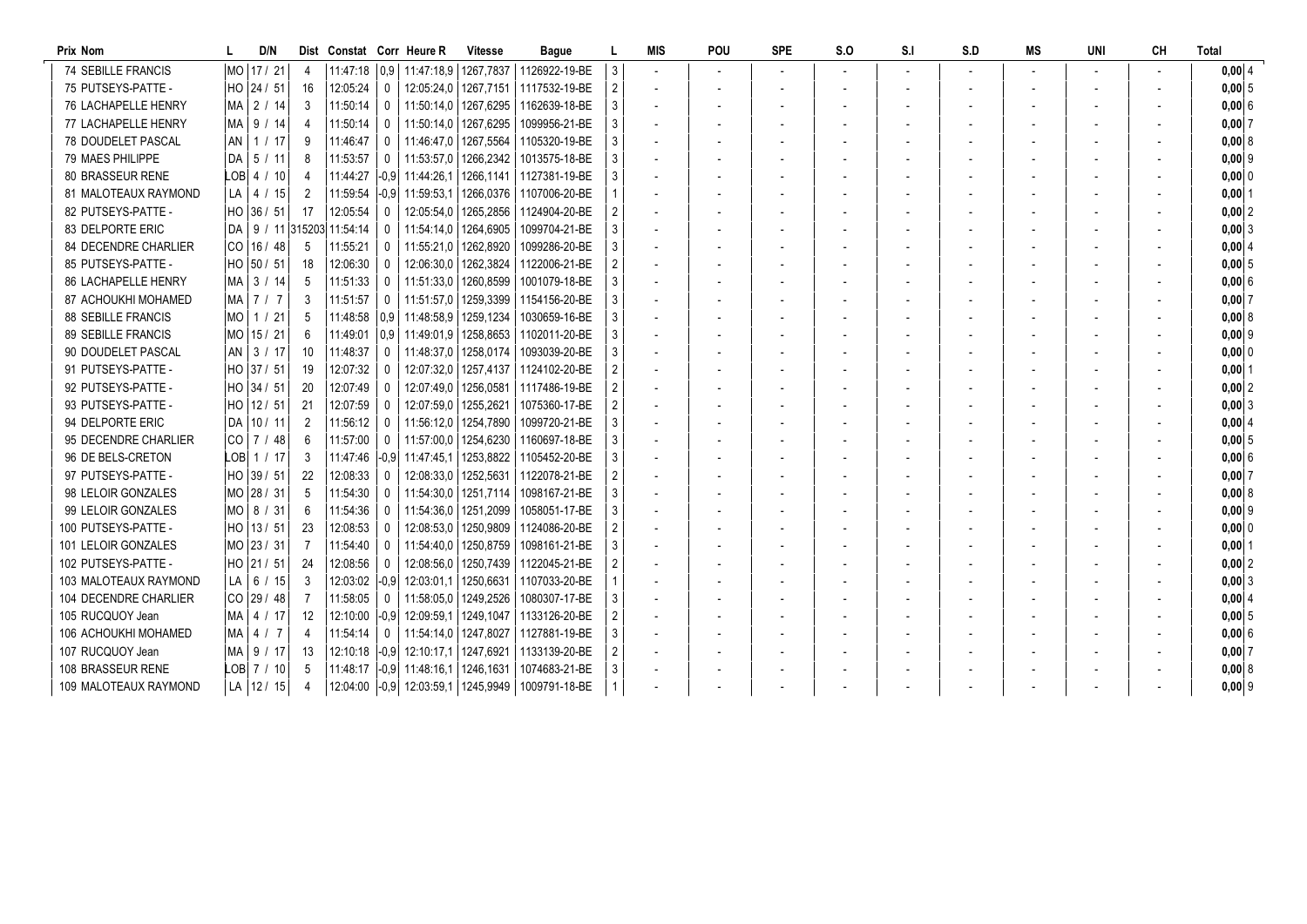| Prix | Nom | L | D/N | Dist | Constat | Corr | Heure R | Vitesse | Bague | L | MIS | POU | SPE | S.O | S.I | S.D | MS | UNI | CH | Total |
|---|---|---|---|---|---|---|---|---|---|---|---|---|---|---|---|---|---|---|---|---|
| 74 | SEBILLE FRANCIS | MO | 17 / 21 | 4 | 11:47:18 | 0,9 | 11:47:18,9 | 1267,7837 | 1126922-19-BE | 3 | - | - | - | - | - | - | - | - | - | 0,00 4 |
| 75 | PUTSEYS-PATTE - | HO | 24 / 51 | 16 | 12:05:24 | 0 | 12:05:24,0 | 1267,7151 | 1117532-19-BE | 2 | - | - | - | - | - | - | - | - | - | 0,00 5 |
| 76 | LACHAPELLE HENRY | MA | 2 / 14 | 3 | 11:50:14 | 0 | 11:50:14,0 | 1267,6295 | 1162639-18-BE | 3 | - | - | - | - | - | - | - | - | - | 0,00 6 |
| 77 | LACHAPELLE HENRY | MA | 9 / 14 | 4 | 11:50:14 | 0 | 11:50:14,0 | 1267,6295 | 1099956-21-BE | 3 | - | - | - | - | - | - | - | - | - | 0,00 7 |
| 78 | DOUDELET PASCAL | AN | 1 / 17 | 9 | 11:46:47 | 0 | 11:46:47,0 | 1267,5564 | 1105320-19-BE | 3 | - | - | - | - | - | - | - | - | - | 0,00 8 |
| 79 | MAES PHILIPPE | DA | 5 / 11 | 8 | 11:53:57 | 0 | 11:53:57,0 | 1266,2342 | 1013575-18-BE | 3 | - | - | - | - | - | - | - | - | - | 0,00 9 |
| 80 | BRASSEUR RENE | LOB | 4 / 10 | 4 | 11:44:27 | -0,9 | 11:44:26,1 | 1266,1141 | 1127381-19-BE | 3 | - | - | - | - | - | - | - | - | - | 0,00 0 |
| 81 | MALOTEAUX RAYMOND | LA | 4 / 15 | 2 | 11:59:54 | -0,9 | 11:59:53,1 | 1266,0376 | 1107006-20-BE | 1 | - | - | - | - | - | - | - | - | - | 0,00 1 |
| 82 | PUTSEYS-PATTE - | HO | 36 / 51 | 17 | 12:05:54 | 0 | 12:05:54,0 | 1265,2856 | 1124904-20-BE | 2 | - | - | - | - | - | - | - | - | - | 0,00 2 |
| 83 | DELPORTE ERIC | DA | 9 / 11 | 315203 | 11:54:14 | 0 | 11:54:14,0 | 1264,6905 | 1099704-21-BE | 3 | - | - | - | - | - | - | - | - | - | 0,00 3 |
| 84 | DECENDRE CHARLIER | CO | 16 / 48 | 5 | 11:55:21 | 0 | 11:55:21,0 | 1262,8920 | 1099286-20-BE | 3 | - | - | - | - | - | - | - | - | - | 0,00 4 |
| 85 | PUTSEYS-PATTE - | HO | 50 / 51 | 18 | 12:06:30 | 0 | 12:06:30,0 | 1262,3824 | 1122006-21-BE | 2 | - | - | - | - | - | - | - | - | - | 0,00 5 |
| 86 | LACHAPELLE HENRY | MA | 3 / 14 | 5 | 11:51:33 | 0 | 11:51:33,0 | 1260,8599 | 1001079-18-BE | 3 | - | - | - | - | - | - | - | - | - | 0,00 6 |
| 87 | ACHOUKHI MOHAMED | MA | 7 / 7 | 3 | 11:51:57 | 0 | 11:51:57,0 | 1259,3399 | 1154156-20-BE | 3 | - | - | - | - | - | - | - | - | - | 0,00 7 |
| 88 | SEBILLE FRANCIS | MO | 1 / 21 | 5 | 11:48:58 | 0,9 | 11:48:58,9 | 1259,1234 | 1030659-16-BE | 3 | - | - | - | - | - | - | - | - | - | 0,00 8 |
| 89 | SEBILLE FRANCIS | MO | 15 / 21 | 6 | 11:49:01 | 0,9 | 11:49:01,9 | 1258,8653 | 1102011-20-BE | 3 | - | - | - | - | - | - | - | - | - | 0,00 9 |
| 90 | DOUDELET PASCAL | AN | 3 / 17 | 10 | 11:48:37 | 0 | 11:48:37,0 | 1258,0174 | 1093039-20-BE | 3 | - | - | - | - | - | - | - | - | - | 0,00 0 |
| 91 | PUTSEYS-PATTE - | HO | 37 / 51 | 19 | 12:07:32 | 0 | 12:07:32,0 | 1257,4137 | 1124102-20-BE | 2 | - | - | - | - | - | - | - | - | - | 0,00 1 |
| 92 | PUTSEYS-PATTE - | HO | 34 / 51 | 20 | 12:07:49 | 0 | 12:07:49,0 | 1256,0581 | 1117486-19-BE | 2 | - | - | - | - | - | - | - | - | - | 0,00 2 |
| 93 | PUTSEYS-PATTE - | HO | 12 / 51 | 21 | 12:07:59 | 0 | 12:07:59,0 | 1255,2621 | 1075360-17-BE | 2 | - | - | - | - | - | - | - | - | - | 0,00 3 |
| 94 | DELPORTE ERIC | DA | 10 / 11 | 2 | 11:56:12 | 0 | 11:56:12,0 | 1254,7890 | 1099720-21-BE | 3 | - | - | - | - | - | - | - | - | - | 0,00 4 |
| 95 | DECENDRE CHARLIER | CO | 7 / 48 | 6 | 11:57:00 | 0 | 11:57:00,0 | 1254,6230 | 1160697-18-BE | 3 | - | - | - | - | - | - | - | - | - | 0,00 5 |
| 96 | DE BELS-CRETON | LOB | 1 / 17 | 3 | 11:47:46 | -0,9 | 11:47:45,1 | 1253,8822 | 1105452-20-BE | 3 | - | - | - | - | - | - | - | - | - | 0,00 6 |
| 97 | PUTSEYS-PATTE - | HO | 39 / 51 | 22 | 12:08:33 | 0 | 12:08:33,0 | 1252,5631 | 1122078-21-BE | 2 | - | - | - | - | - | - | - | - | - | 0,00 7 |
| 98 | LELOIR GONZALES | MO | 28 / 31 | 5 | 11:54:30 | 0 | 11:54:30,0 | 1251,7114 | 1098167-21-BE | 3 | - | - | - | - | - | - | - | - | - | 0,00 8 |
| 99 | LELOIR GONZALES | MO | 8 / 31 | 6 | 11:54:36 | 0 | 11:54:36,0 | 1251,2099 | 1058051-17-BE | 3 | - | - | - | - | - | - | - | - | - | 0,00 9 |
| 100 | PUTSEYS-PATTE - | HO | 13 / 51 | 23 | 12:08:53 | 0 | 12:08:53,0 | 1250,9809 | 1124086-20-BE | 2 | - | - | - | - | - | - | - | - | - | 0,00 0 |
| 101 | LELOIR GONZALES | MO | 23 / 31 | 7 | 11:54:40 | 0 | 11:54:40,0 | 1250,8759 | 1098161-21-BE | 3 | - | - | - | - | - | - | - | - | - | 0,00 1 |
| 102 | PUTSEYS-PATTE - | HO | 21 / 51 | 24 | 12:08:56 | 0 | 12:08:56,0 | 1250,7439 | 1122045-21-BE | 2 | - | - | - | - | - | - | - | - | - | 0,00 2 |
| 103 | MALOTEAUX RAYMOND | LA | 6 / 15 | 3 | 12:03:02 | -0,9 | 12:03:01,1 | 1250,6631 | 1107033-20-BE | 1 | - | - | - | - | - | - | - | - | - | 0,00 3 |
| 104 | DECENDRE CHARLIER | CO | 29 / 48 | 7 | 11:58:05 | 0 | 11:58:05,0 | 1249,2526 | 1080307-17-BE | 3 | - | - | - | - | - | - | - | - | - | 0,00 4 |
| 105 | RUCQUOY Jean | MA | 4 / 17 | 12 | 12:10:00 | -0,9 | 12:09:59,1 | 1249,1047 | 1133126-20-BE | 2 | - | - | - | - | - | - | - | - | - | 0,00 5 |
| 106 | ACHOUKHI MOHAMED | MA | 4 / 7 | 4 | 11:54:14 | 0 | 11:54:14,0 | 1247,8027 | 1127881-19-BE | 3 | - | - | - | - | - | - | - | - | - | 0,00 6 |
| 107 | RUCQUOY Jean | MA | 9 / 17 | 13 | 12:10:18 | -0,9 | 12:10:17,1 | 1247,6921 | 1133139-20-BE | 2 | - | - | - | - | - | - | - | - | - | 0,00 7 |
| 108 | BRASSEUR RENE | LOB | 7 / 10 | 5 | 11:48:17 | -0,9 | 11:48:16,1 | 1246,1631 | 1074683-21-BE | 3 | - | - | - | - | - | - | - | - | - | 0,00 8 |
| 109 | MALOTEAUX RAYMOND | LA | 12 / 15 | 4 | 12:04:00 | -0,9 | 12:03:59,1 | 1245,9949 | 1009791-18-BE | 1 | - | - | - | - | - | - | - | - | - | 0,00 9 |